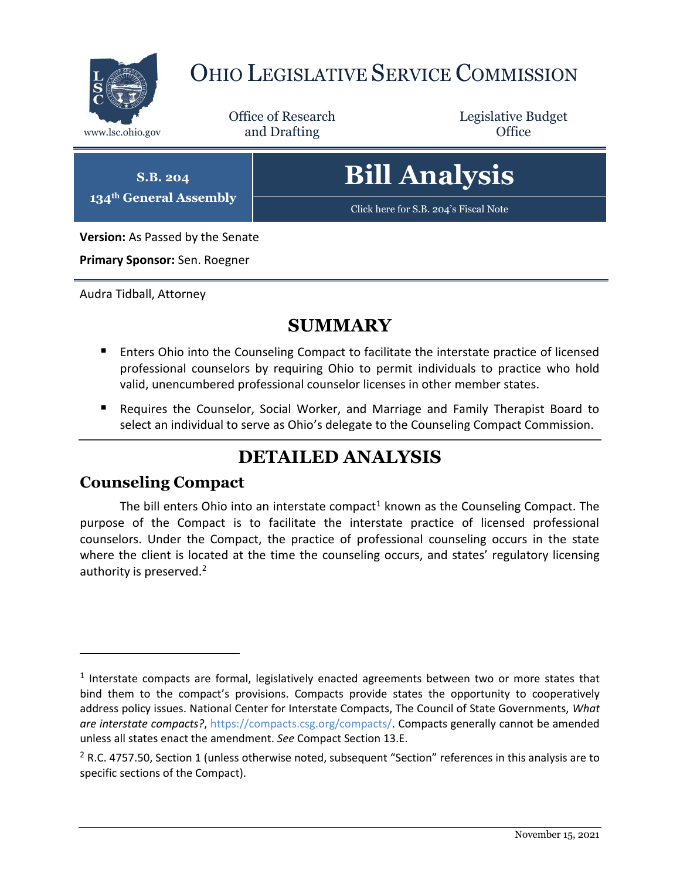# OHIO LEGISLATIVE SERVICE COMMISSION

www.lsc.ohio.gov

Office of Research and Drafting

Legislative Budget Office

**S.B. 204**
**134th General Assembly**

# Bill Analysis

Click here for S.B. 204's Fiscal Note

**Version:** As Passed by the Senate

**Primary Sponsor:** Sen. Roegner

Audra Tidball, Attorney

## SUMMARY

- Enters Ohio into the Counseling Compact to facilitate the interstate practice of licensed professional counselors by requiring Ohio to permit individuals to practice who hold valid, unencumbered professional counselor licenses in other member states.
- Requires the Counselor, Social Worker, and Marriage and Family Therapist Board to select an individual to serve as Ohio's delegate to the Counseling Compact Commission.

## DETAILED ANALYSIS

### Counseling Compact

The bill enters Ohio into an interstate compact[1] known as the Counseling Compact. The purpose of the Compact is to facilitate the interstate practice of licensed professional counselors. Under the Compact, the practice of professional counseling occurs in the state where the client is located at the time the counseling occurs, and states' regulatory licensing authority is preserved.[2]

---

[1] Interstate compacts are formal, legislatively enacted agreements between two or more states that bind them to the compact's provisions. Compacts provide states the opportunity to cooperatively address policy issues. National Center for Interstate Compacts, The Council of State Governments, *What are interstate compacts?*, https://compacts.csg.org/compacts/. Compacts generally cannot be amended unless all states enact the amendment. *See* Compact Section 13.E.

[2] R.C. 4757.50, Section 1 (unless otherwise noted, subsequent "Section" references in this analysis are to specific sections of the Compact).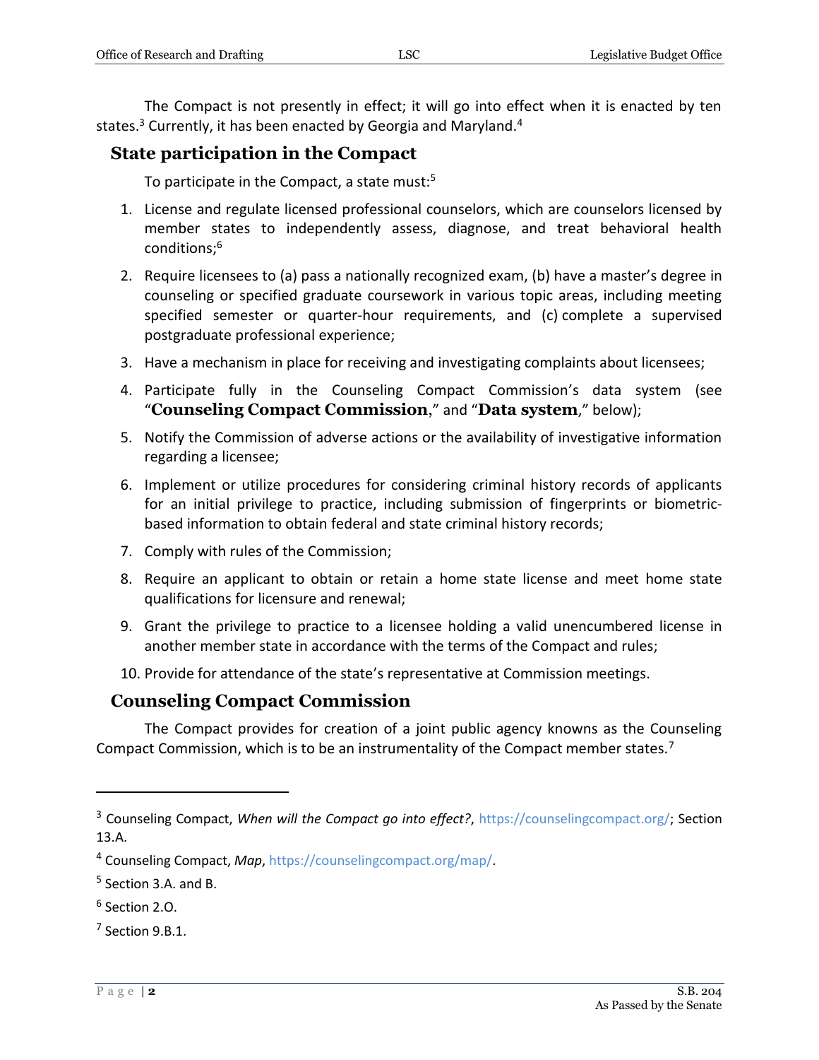The Compact is not presently in effect; it will go into effect when it is enacted by ten states.[3] Currently, it has been enacted by Georgia and Maryland.[4]

## State participation in the Compact

To participate in the Compact, a state must:[5]

1. License and regulate licensed professional counselors, which are counselors licensed by member states to independently assess, diagnose, and treat behavioral health conditions;[6]
2. Require licensees to (a) pass a nationally recognized exam, (b) have a master's degree in counseling or specified graduate coursework in various topic areas, including meeting specified semester or quarter-hour requirements, and (c) complete a supervised postgraduate professional experience;
3. Have a mechanism in place for receiving and investigating complaints about licensees;
4. Participate fully in the Counseling Compact Commission's data system (see "**Counseling Compact Commission**," and "**Data system**," below);
5. Notify the Commission of adverse actions or the availability of investigative information regarding a licensee;
6. Implement or utilize procedures for considering criminal history records of applicants for an initial privilege to practice, including submission of fingerprints or biometric-based information to obtain federal and state criminal history records;
7. Comply with rules of the Commission;
8. Require an applicant to obtain or retain a home state license and meet home state qualifications for licensure and renewal;
9. Grant the privilege to practice to a licensee holding a valid unencumbered license in another member state in accordance with the terms of the Compact and rules;
10. Provide for attendance of the state's representative at Commission meetings.

## Counseling Compact Commission

The Compact provides for creation of a joint public agency knowns as the Counseling Compact Commission, which is to be an instrumentality of the Compact member states.[7]

---

[3] Counseling Compact, *When will the Compact go into effect?*, https://counselingcompact.org/; Section 13.A.

[4] Counseling Compact, *Map*, https://counselingcompact.org/map/.

[5] Section 3.A. and B.

[6] Section 2.O.

[7] Section 9.B.1.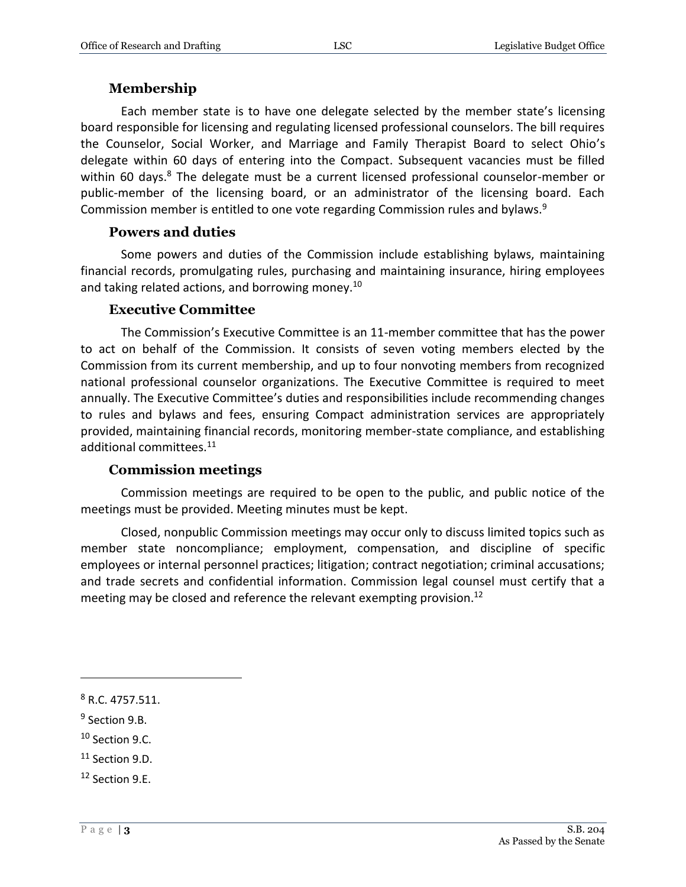### Membership

Each member state is to have one delegate selected by the member state's licensing board responsible for licensing and regulating licensed professional counselors. The bill requires the Counselor, Social Worker, and Marriage and Family Therapist Board to select Ohio's delegate within 60 days of entering into the Compact. Subsequent vacancies must be filled within 60 days.[8] The delegate must be a current licensed professional counselor-member or public-member of the licensing board, or an administrator of the licensing board. Each Commission member is entitled to one vote regarding Commission rules and bylaws.[9]

### Powers and duties

Some powers and duties of the Commission include establishing bylaws, maintaining financial records, promulgating rules, purchasing and maintaining insurance, hiring employees and taking related actions, and borrowing money.[10]

### Executive Committee

The Commission's Executive Committee is an 11-member committee that has the power to act on behalf of the Commission. It consists of seven voting members elected by the Commission from its current membership, and up to four nonvoting members from recognized national professional counselor organizations. The Executive Committee is required to meet annually. The Executive Committee's duties and responsibilities include recommending changes to rules and bylaws and fees, ensuring Compact administration services are appropriately provided, maintaining financial records, monitoring member-state compliance, and establishing additional committees.[11]

### Commission meetings

Commission meetings are required to be open to the public, and public notice of the meetings must be provided. Meeting minutes must be kept.

Closed, nonpublic Commission meetings may occur only to discuss limited topics such as member state noncompliance; employment, compensation, and discipline of specific employees or internal personnel practices; litigation; contract negotiation; criminal accusations; and trade secrets and confidential information. Commission legal counsel must certify that a meeting may be closed and reference the relevant exempting provision.[12]

---

[8] R.C. 4757.511.

[9] Section 9.B.

[10] Section 9.C.

[11] Section 9.D.

[12] Section 9.E.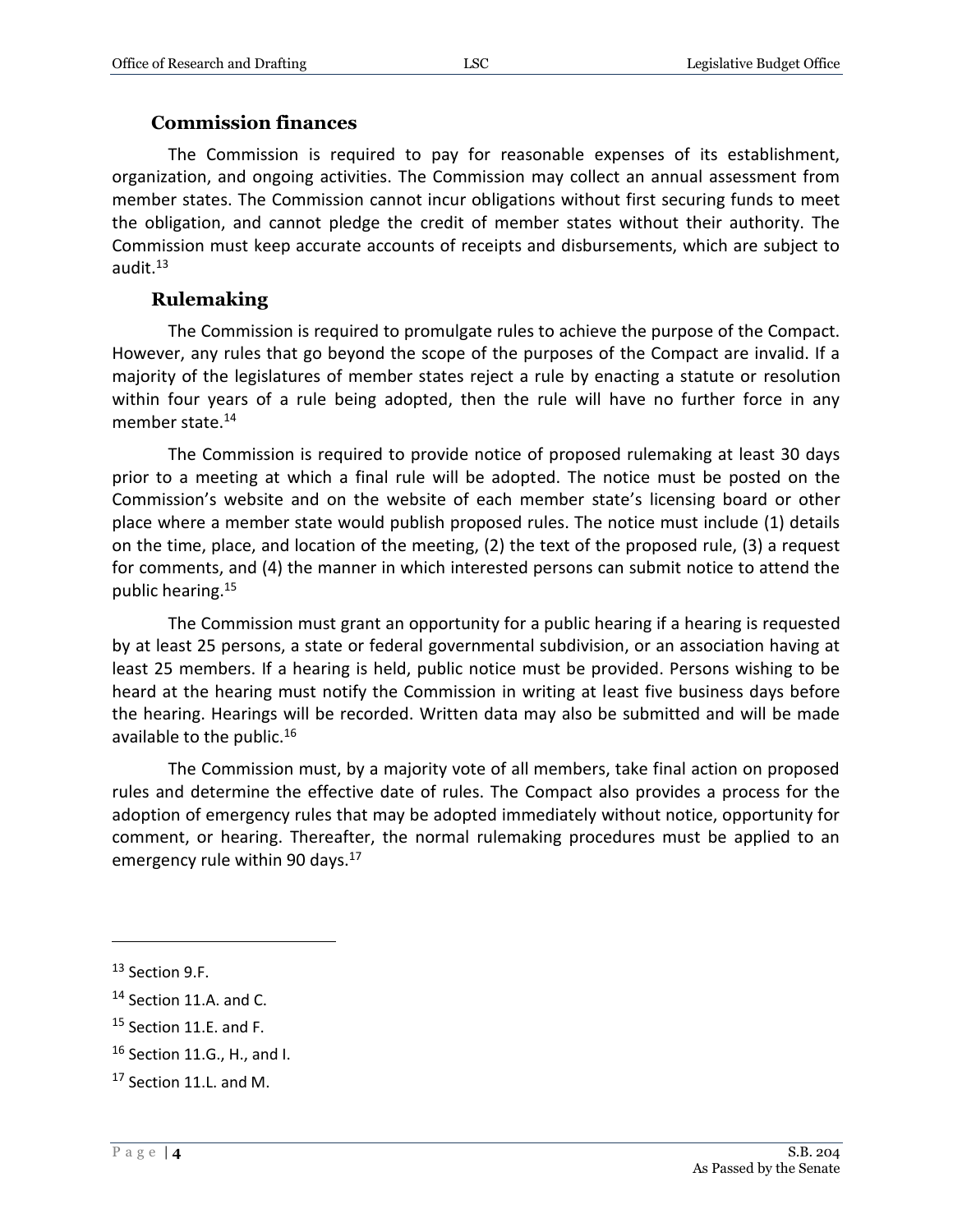### Commission finances

The Commission is required to pay for reasonable expenses of its establishment, organization, and ongoing activities. The Commission may collect an annual assessment from member states. The Commission cannot incur obligations without first securing funds to meet the obligation, and cannot pledge the credit of member states without their authority. The Commission must keep accurate accounts of receipts and disbursements, which are subject to audit.[13]

### Rulemaking

The Commission is required to promulgate rules to achieve the purpose of the Compact. However, any rules that go beyond the scope of the purposes of the Compact are invalid. If a majority of the legislatures of member states reject a rule by enacting a statute or resolution within four years of a rule being adopted, then the rule will have no further force in any member state.[14]

The Commission is required to provide notice of proposed rulemaking at least 30 days prior to a meeting at which a final rule will be adopted. The notice must be posted on the Commission's website and on the website of each member state's licensing board or other place where a member state would publish proposed rules. The notice must include (1) details on the time, place, and location of the meeting, (2) the text of the proposed rule, (3) a request for comments, and (4) the manner in which interested persons can submit notice to attend the public hearing.[15]

The Commission must grant an opportunity for a public hearing if a hearing is requested by at least 25 persons, a state or federal governmental subdivision, or an association having at least 25 members. If a hearing is held, public notice must be provided. Persons wishing to be heard at the hearing must notify the Commission in writing at least five business days before the hearing. Hearings will be recorded. Written data may also be submitted and will be made available to the public.[16]

The Commission must, by a majority vote of all members, take final action on proposed rules and determine the effective date of rules. The Compact also provides a process for the adoption of emergency rules that may be adopted immediately without notice, opportunity for comment, or hearing. Thereafter, the normal rulemaking procedures must be applied to an emergency rule within 90 days.[17]

---

[13] Section 9.F.

[14] Section 11.A. and C.

[15] Section 11.E. and F.

[16] Section 11.G., H., and I.

[17] Section 11.L. and M.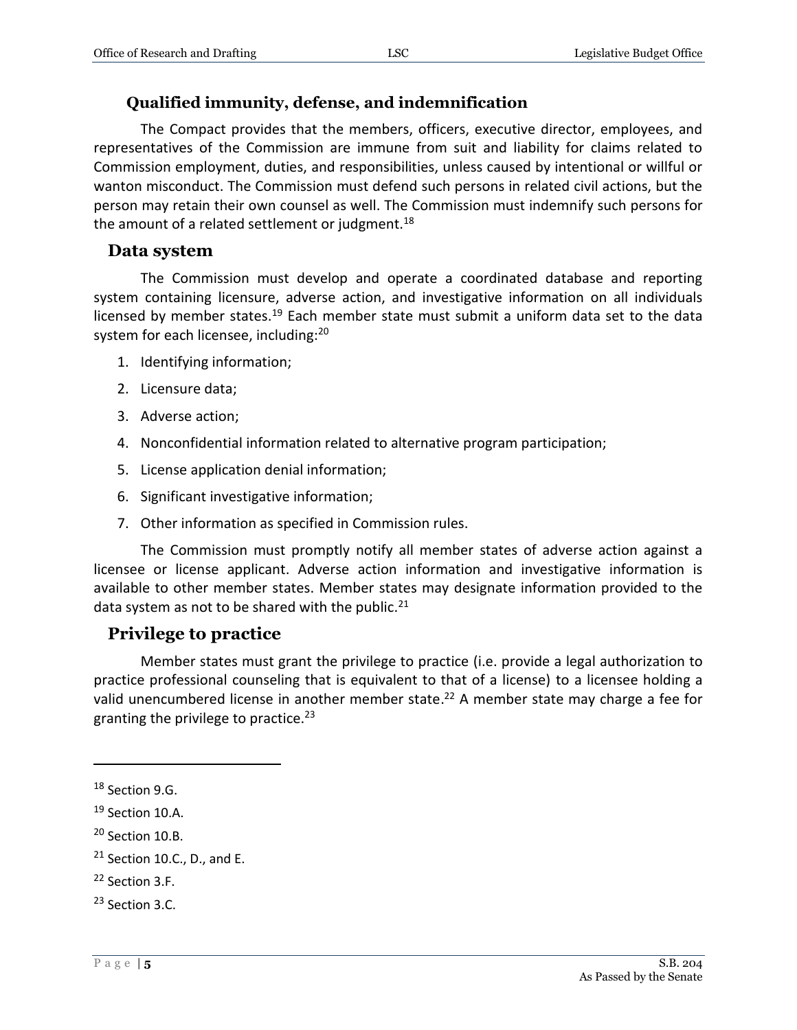### Qualified immunity, defense, and indemnification

The Compact provides that the members, officers, executive director, employees, and representatives of the Commission are immune from suit and liability for claims related to Commission employment, duties, and responsibilities, unless caused by intentional or willful or wanton misconduct. The Commission must defend such persons in related civil actions, but the person may retain their own counsel as well. The Commission must indemnify such persons for the amount of a related settlement or judgment.[18]

## Data system

The Commission must develop and operate a coordinated database and reporting system containing licensure, adverse action, and investigative information on all individuals licensed by member states.[19] Each member state must submit a uniform data set to the data system for each licensee, including:[20]

1. Identifying information;
2. Licensure data;
3. Adverse action;
4. Nonconfidential information related to alternative program participation;
5. License application denial information;
6. Significant investigative information;
7. Other information as specified in Commission rules.

The Commission must promptly notify all member states of adverse action against a licensee or license applicant. Adverse action information and investigative information is available to other member states. Member states may designate information provided to the data system as not to be shared with the public.[21]

## Privilege to practice

Member states must grant the privilege to practice (i.e. provide a legal authorization to practice professional counseling that is equivalent to that of a license) to a licensee holding a valid unencumbered license in another member state.[22] A member state may charge a fee for granting the privilege to practice.[23]

---

[18] Section 9.G.

[19] Section 10.A.

[20] Section 10.B.

[21] Section 10.C., D., and E.

[22] Section 3.F.

[23] Section 3.C.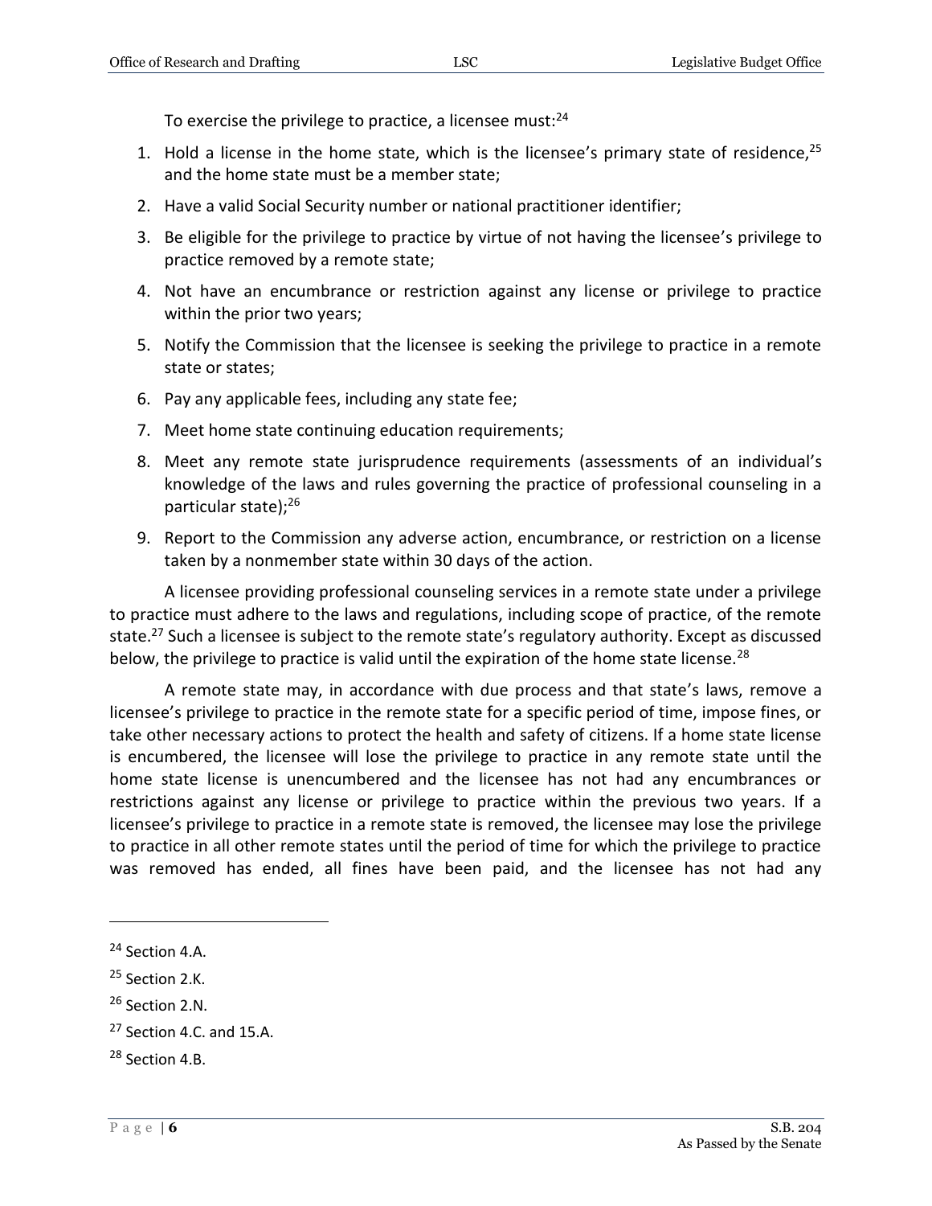To exercise the privilege to practice, a licensee must:[24]

1. Hold a license in the home state, which is the licensee's primary state of residence,[25] and the home state must be a member state;
2. Have a valid Social Security number or national practitioner identifier;
3. Be eligible for the privilege to practice by virtue of not having the licensee's privilege to practice removed by a remote state;
4. Not have an encumbrance or restriction against any license or privilege to practice within the prior two years;
5. Notify the Commission that the licensee is seeking the privilege to practice in a remote state or states;
6. Pay any applicable fees, including any state fee;
7. Meet home state continuing education requirements;
8. Meet any remote state jurisprudence requirements (assessments of an individual's knowledge of the laws and rules governing the practice of professional counseling in a particular state);[26]
9. Report to the Commission any adverse action, encumbrance, or restriction on a license taken by a nonmember state within 30 days of the action.

A licensee providing professional counseling services in a remote state under a privilege to practice must adhere to the laws and regulations, including scope of practice, of the remote state.[27] Such a licensee is subject to the remote state's regulatory authority. Except as discussed below, the privilege to practice is valid until the expiration of the home state license.[28]

A remote state may, in accordance with due process and that state's laws, remove a licensee's privilege to practice in the remote state for a specific period of time, impose fines, or take other necessary actions to protect the health and safety of citizens. If a home state license is encumbered, the licensee will lose the privilege to practice in any remote state until the home state license is unencumbered and the licensee has not had any encumbrances or restrictions against any license or privilege to practice within the previous two years. If a licensee's privilege to practice in a remote state is removed, the licensee may lose the privilege to practice in all other remote states until the period of time for which the privilege to practice was removed has ended, all fines have been paid, and the licensee has not had any

---

[24] Section 4.A.

[25] Section 2.K.

[26] Section 2.N.

[27] Section 4.C. and 15.A.

[28] Section 4.B.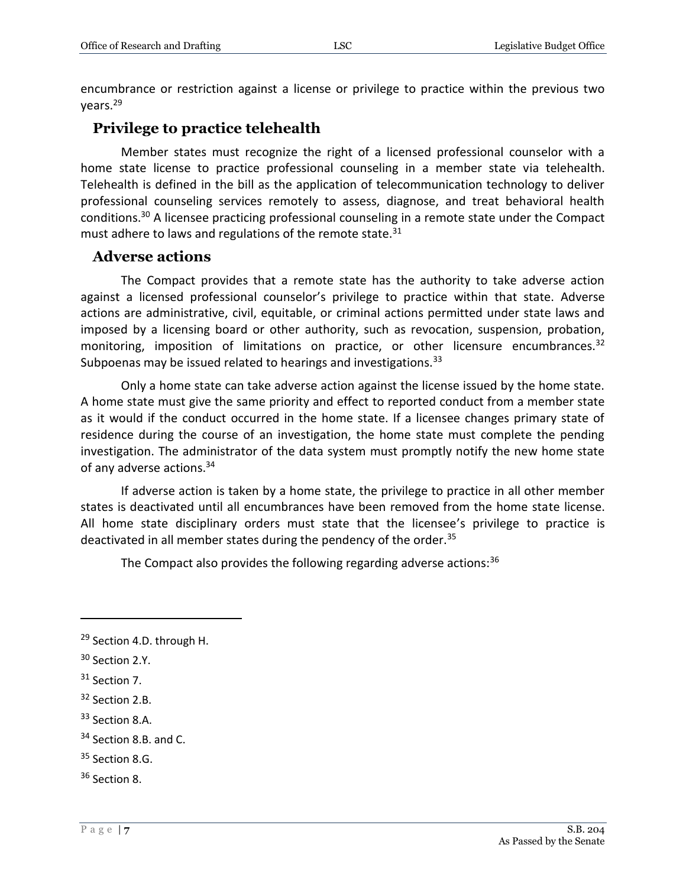encumbrance or restriction against a license or privilege to practice within the previous two years.[29]

## Privilege to practice telehealth

Member states must recognize the right of a licensed professional counselor with a home state license to practice professional counseling in a member state via telehealth. Telehealth is defined in the bill as the application of telecommunication technology to deliver professional counseling services remotely to assess, diagnose, and treat behavioral health conditions.[30] A licensee practicing professional counseling in a remote state under the Compact must adhere to laws and regulations of the remote state.[31]

## Adverse actions

The Compact provides that a remote state has the authority to take adverse action against a licensed professional counselor's privilege to practice within that state. Adverse actions are administrative, civil, equitable, or criminal actions permitted under state laws and imposed by a licensing board or other authority, such as revocation, suspension, probation, monitoring, imposition of limitations on practice, or other licensure encumbrances.[32] Subpoenas may be issued related to hearings and investigations.[33]

Only a home state can take adverse action against the license issued by the home state. A home state must give the same priority and effect to reported conduct from a member state as it would if the conduct occurred in the home state. If a licensee changes primary state of residence during the course of an investigation, the home state must complete the pending investigation. The administrator of the data system must promptly notify the new home state of any adverse actions.[34]

If adverse action is taken by a home state, the privilege to practice in all other member states is deactivated until all encumbrances have been removed from the home state license. All home state disciplinary orders must state that the licensee's privilege to practice is deactivated in all member states during the pendency of the order.[35]

The Compact also provides the following regarding adverse actions:[36]

---

[29] Section 4.D. through H.

[30] Section 2.Y.

[31] Section 7.

[32] Section 2.B.

[33] Section 8.A.

[34] Section 8.B. and C.

[35] Section 8.G.

[36] Section 8.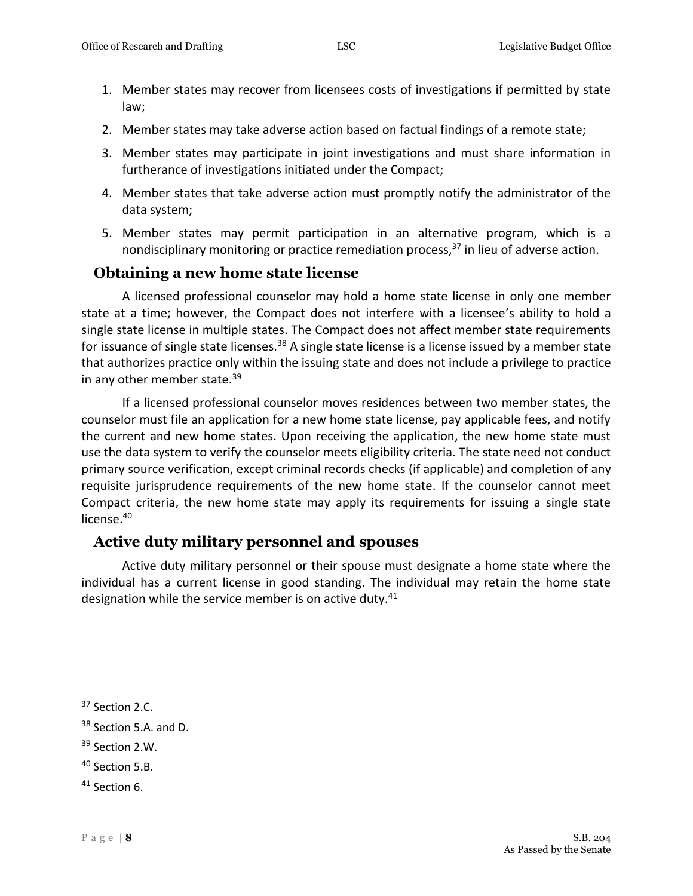1. Member states may recover from licensees costs of investigations if permitted by state law;
2. Member states may take adverse action based on factual findings of a remote state;
3. Member states may participate in joint investigations and must share information in furtherance of investigations initiated under the Compact;
4. Member states that take adverse action must promptly notify the administrator of the data system;
5. Member states may permit participation in an alternative program, which is a nondisciplinary monitoring or practice remediation process,[37] in lieu of adverse action.

### Obtaining a new home state license

A licensed professional counselor may hold a home state license in only one member state at a time; however, the Compact does not interfere with a licensee's ability to hold a single state license in multiple states. The Compact does not affect member state requirements for issuance of single state licenses.[38] A single state license is a license issued by a member state that authorizes practice only within the issuing state and does not include a privilege to practice in any other member state.[39]

If a licensed professional counselor moves residences between two member states, the counselor must file an application for a new home state license, pay applicable fees, and notify the current and new home states. Upon receiving the application, the new home state must use the data system to verify the counselor meets eligibility criteria. The state need not conduct primary source verification, except criminal records checks (if applicable) and completion of any requisite jurisprudence requirements of the new home state. If the counselor cannot meet Compact criteria, the new home state may apply its requirements for issuing a single state license.[40]

### Active duty military personnel and spouses

Active duty military personnel or their spouse must designate a home state where the individual has a current license in good standing. The individual may retain the home state designation while the service member is on active duty.[41]

---

[37] Section 2.C.

[38] Section 5.A. and D.

[39] Section 2.W.

[40] Section 5.B.

[41] Section 6.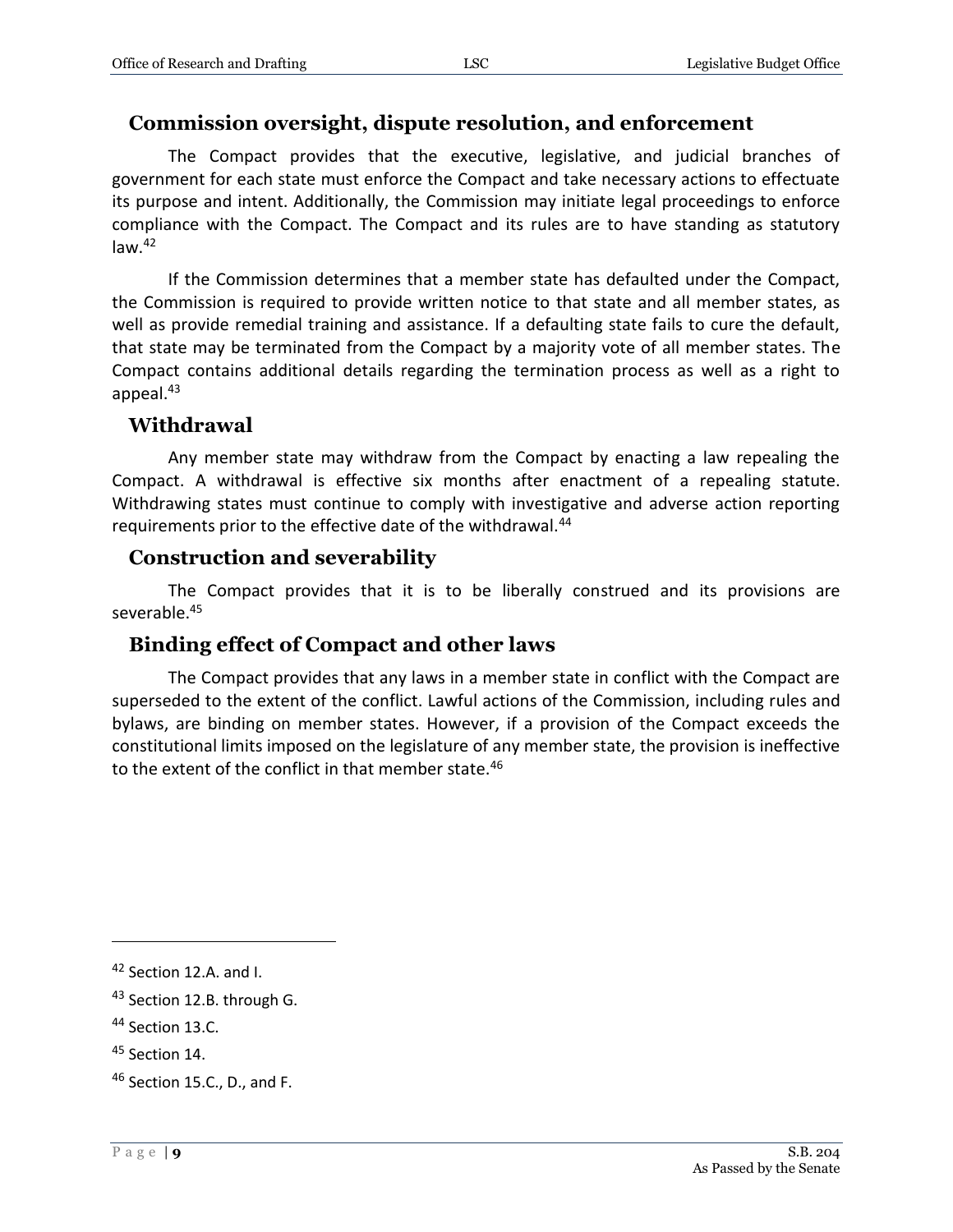## Commission oversight, dispute resolution, and enforcement

The Compact provides that the executive, legislative, and judicial branches of government for each state must enforce the Compact and take necessary actions to effectuate its purpose and intent. Additionally, the Commission may initiate legal proceedings to enforce compliance with the Compact. The Compact and its rules are to have standing as statutory law.[42]

If the Commission determines that a member state has defaulted under the Compact, the Commission is required to provide written notice to that state and all member states, as well as provide remedial training and assistance. If a defaulting state fails to cure the default, that state may be terminated from the Compact by a majority vote of all member states. The Compact contains additional details regarding the termination process as well as a right to appeal.[43]

## Withdrawal

Any member state may withdraw from the Compact by enacting a law repealing the Compact. A withdrawal is effective six months after enactment of a repealing statute. Withdrawing states must continue to comply with investigative and adverse action reporting requirements prior to the effective date of the withdrawal.[44]

## Construction and severability

The Compact provides that it is to be liberally construed and its provisions are severable.[45]

## Binding effect of Compact and other laws

The Compact provides that any laws in a member state in conflict with the Compact are superseded to the extent of the conflict. Lawful actions of the Commission, including rules and bylaws, are binding on member states. However, if a provision of the Compact exceeds the constitutional limits imposed on the legislature of any member state, the provision is ineffective to the extent of the conflict in that member state.[46]

---

[42] Section 12.A. and I.

[43] Section 12.B. through G.

[44] Section 13.C.

[45] Section 14.

[46] Section 15.C., D., and F.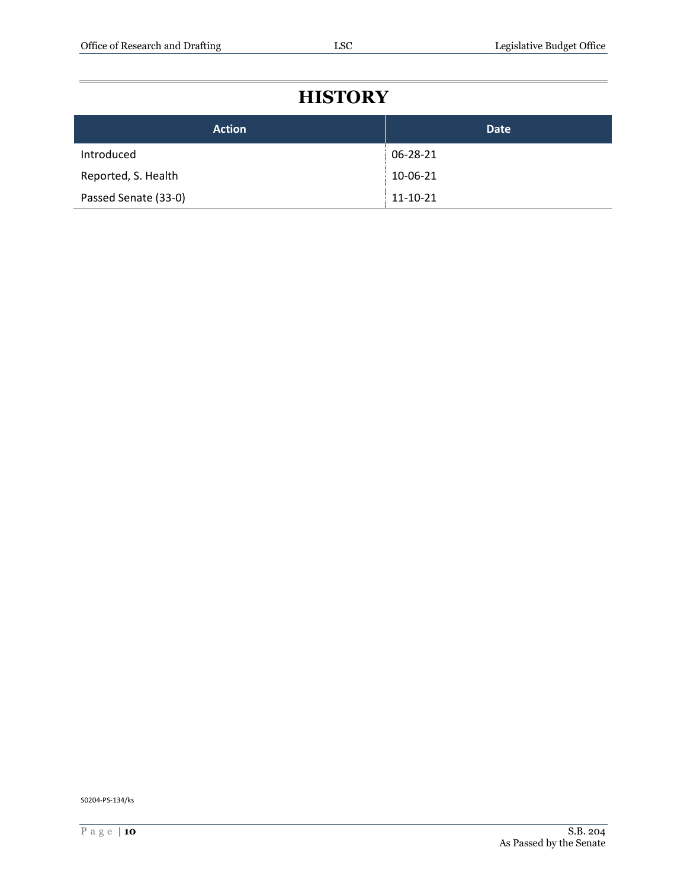# HISTORY

| Action | Date |
|---|---|
| Introduced | 06-28-21 |
| Reported, S. Health | 10-06-21 |
| Passed Senate (33-0) | 11-10-21 |

S0204-PS-134/ks